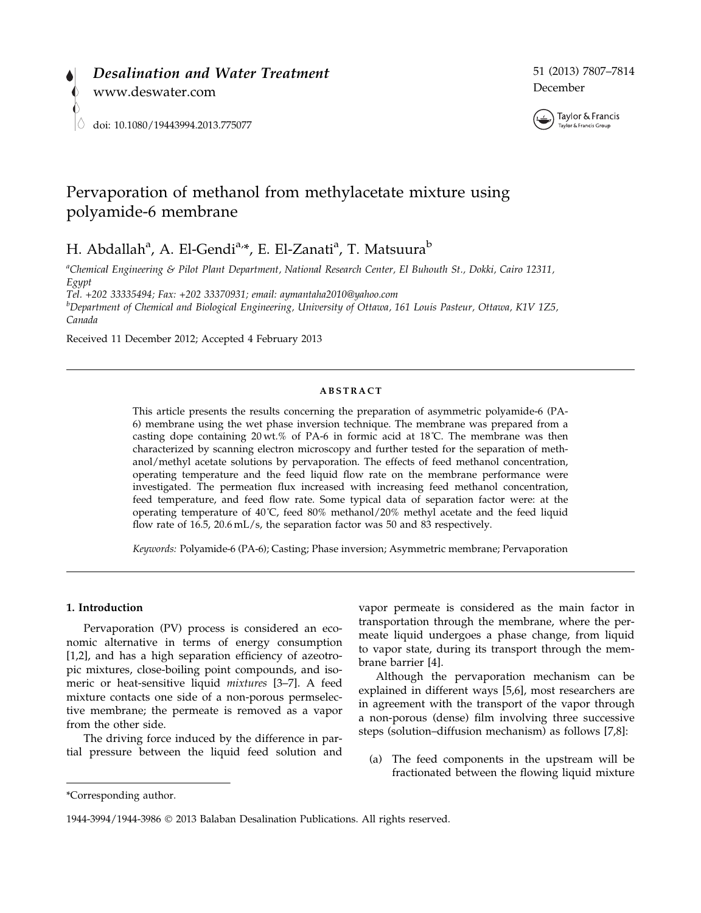Desalination and Water Treatment

www.deswater.com

doi: 10.1080/19443994.2013.775077

51 (2013) 7807–7814

December

# Pervaporation of methanol from methylacetate mixture using polyamide-6 membrane

H. Abdallah[a], A. El-Gendi[a,*], E. El-Zanati[a], T. Matsuura[b]

[a]*Chemical Engineering & Pilot Plant Department, National Research Center, El Buhouth St., Dokki, Cairo 12311, Egypt*

*Tel. +202 33335494; Fax: +202 33370931; email: aymantaha2010@yahoo.com*

[b]*Department of Chemical and Biological Engineering, University of Ottawa, 161 Louis Pasteur, Ottawa, K1V 1Z5, Canada*

Received 11 December 2012; Accepted 4 February 2013

## ABSTRACT

This article presents the results concerning the preparation of asymmetric polyamide-6 (PA-6) membrane using the wet phase inversion technique. The membrane was prepared from a casting dope containing 20 wt.% of PA-6 in formic acid at 18˚C. The membrane was then characterized by scanning electron microscopy and further tested for the separation of methanol/methyl acetate solutions by pervaporation. The effects of feed methanol concentration, operating temperature and the feed liquid flow rate on the membrane performance were investigated. The permeation flux increased with increasing feed methanol concentration, feed temperature, and feed flow rate. Some typical data of separation factor were: at the operating temperature of 40˚C, feed 80% methanol/20% methyl acetate and the feed liquid flow rate of 16.5, 20.6 mL/s, the separation factor was 50 and 83 respectively.

*Keywords:* Polyamide-6 (PA-6); Casting; Phase inversion; Asymmetric membrane; Pervaporation

## 1. Introduction

Pervaporation (PV) process is considered an economic alternative in terms of energy consumption [1,2], and has a high separation efficiency of azeotropic mixtures, close-boiling point compounds, and isomeric or heat-sensitive liquid *mixtures* [3–7]. A feed mixture contacts one side of a non-porous permselective membrane; the permeate is removed as a vapor from the other side.

The driving force induced by the difference in partial pressure between the liquid feed solution and vapor permeate is considered as the main factor in transportation through the membrane, where the permeate liquid undergoes a phase change, from liquid to vapor state, during its transport through the membrane barrier [4].

Although the pervaporation mechanism can be explained in different ways [5,6], most researchers are in agreement with the transport of the vapor through a non-porous (dense) film involving three successive steps (solution–diffusion mechanism) as follows [7,8]:

(a) The feed components in the upstream will be fractionated between the flowing liquid mixture

*Corresponding author.

1944-3994/1944-3986 © 2013 Balaban Desalination Publications. All rights reserved.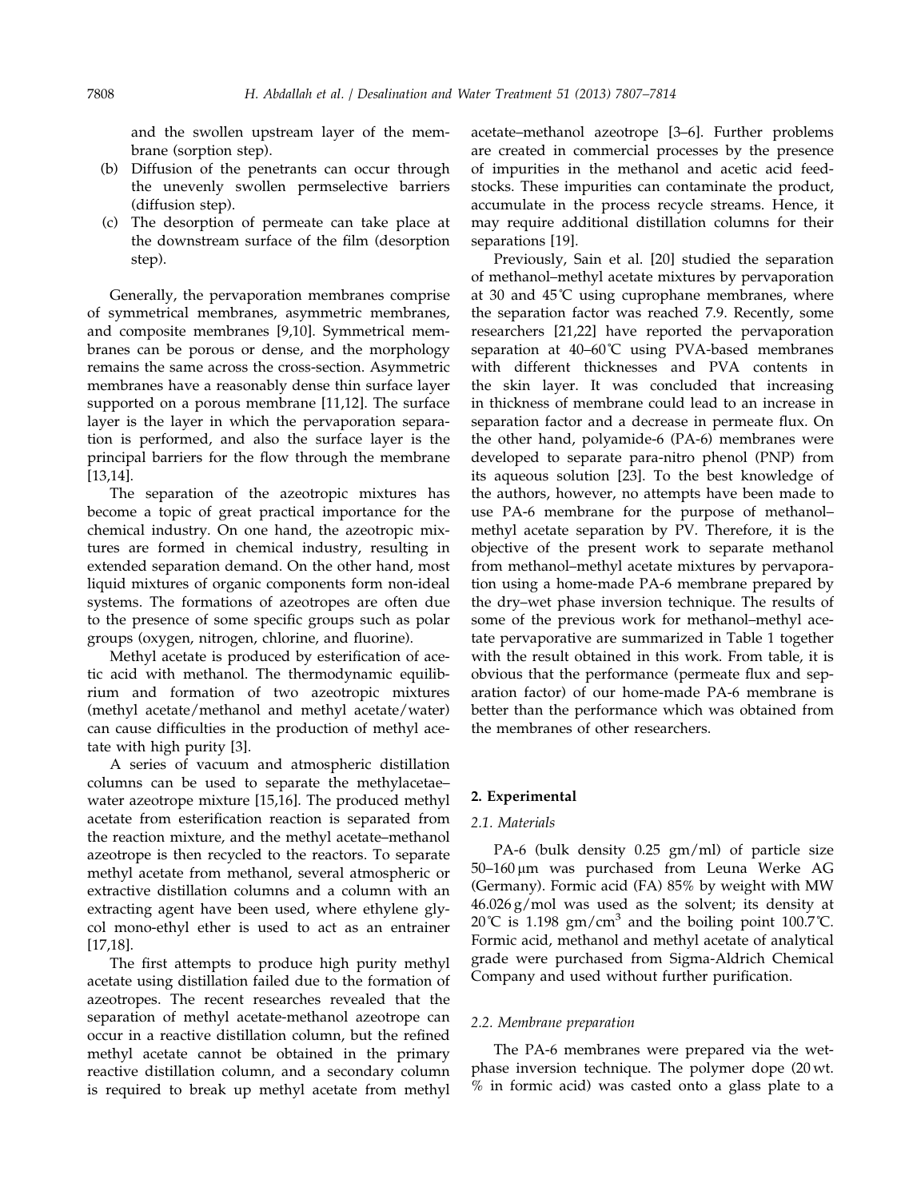and the swollen upstream layer of the membrane (sorption step).

(b) Diffusion of the penetrants can occur through the unevenly swollen permselective barriers (diffusion step).

(c) The desorption of permeate can take place at the downstream surface of the film (desorption step).

Generally, the pervaporation membranes comprise of symmetrical membranes, asymmetric membranes, and composite membranes [9,10]. Symmetrical membranes can be porous or dense, and the morphology remains the same across the cross-section. Asymmetric membranes have a reasonably dense thin surface layer supported on a porous membrane [11,12]. The surface layer is the layer in which the pervaporation separation is performed, and also the surface layer is the principal barriers for the flow through the membrane [13,14].

The separation of the azeotropic mixtures has become a topic of great practical importance for the chemical industry. On one hand, the azeotropic mixtures are formed in chemical industry, resulting in extended separation demand. On the other hand, most liquid mixtures of organic components form non-ideal systems. The formations of azeotropes are often due to the presence of some specific groups such as polar groups (oxygen, nitrogen, chlorine, and fluorine).

Methyl acetate is produced by esterification of acetic acid with methanol. The thermodynamic equilibrium and formation of two azeotropic mixtures (methyl acetate/methanol and methyl acetate/water) can cause difficulties in the production of methyl acetate with high purity [3].

A series of vacuum and atmospheric distillation columns can be used to separate the methylacetae–water azeotrope mixture [15,16]. The produced methyl acetate from esterification reaction is separated from the reaction mixture, and the methyl acetate–methanol azeotrope is then recycled to the reactors. To separate methyl acetate from methanol, several atmospheric or extractive distillation columns and a column with an extracting agent have been used, where ethylene glycol mono-ethyl ether is used to act as an entrainer [17,18].

The first attempts to produce high purity methyl acetate using distillation failed due to the formation of azeotropes. The recent researches revealed that the separation of methyl acetate-methanol azeotrope can occur in a reactive distillation column, but the refined methyl acetate cannot be obtained in the primary reactive distillation column, and a secondary column is required to break up methyl acetate from methyl acetate–methanol azeotrope [3–6]. Further problems are created in commercial processes by the presence of impurities in the methanol and acetic acid feedstocks. These impurities can contaminate the product, accumulate in the process recycle streams. Hence, it may require additional distillation columns for their separations [19].

Previously, Sain et al. [20] studied the separation of methanol–methyl acetate mixtures by pervaporation at 30 and 45˚C using cuprophane membranes, where the separation factor was reached 7.9. Recently, some researchers [21,22] have reported the pervaporation separation at 40–60˚C using PVA-based membranes with different thicknesses and PVA contents in the skin layer. It was concluded that increasing in thickness of membrane could lead to an increase in separation factor and a decrease in permeate flux. On the other hand, polyamide-6 (PA-6) membranes were developed to separate para-nitro phenol (PNP) from its aqueous solution [23]. To the best knowledge of the authors, however, no attempts have been made to use PA-6 membrane for the purpose of methanol–methyl acetate separation by PV. Therefore, it is the objective of the present work to separate methanol from methanol–methyl acetate mixtures by pervaporation using a home-made PA-6 membrane prepared by the dry–wet phase inversion technique. The results of some of the previous work for methanol–methyl acetate pervaporative are summarized in Table 1 together with the result obtained in this work. From table, it is obvious that the performance (permeate flux and separation factor) of our home-made PA-6 membrane is better than the performance which was obtained from the membranes of other researchers.

## 2. Experimental

### 2.1. Materials

PA-6 (bulk density 0.25 gm/ml) of particle size 50–160 μm was purchased from Leuna Werke AG (Germany). Formic acid (FA) 85% by weight with MW 46.026 g/mol was used as the solvent; its density at 20˚C is 1.198 gm/cm$^3$ and the boiling point 100.7˚C. Formic acid, methanol and methyl acetate of analytical grade were purchased from Sigma-Aldrich Chemical Company and used without further purification.

### 2.2. Membrane preparation

The PA-6 membranes were prepared via the wet-phase inversion technique. The polymer dope (20 wt. % in formic acid) was casted onto a glass plate to a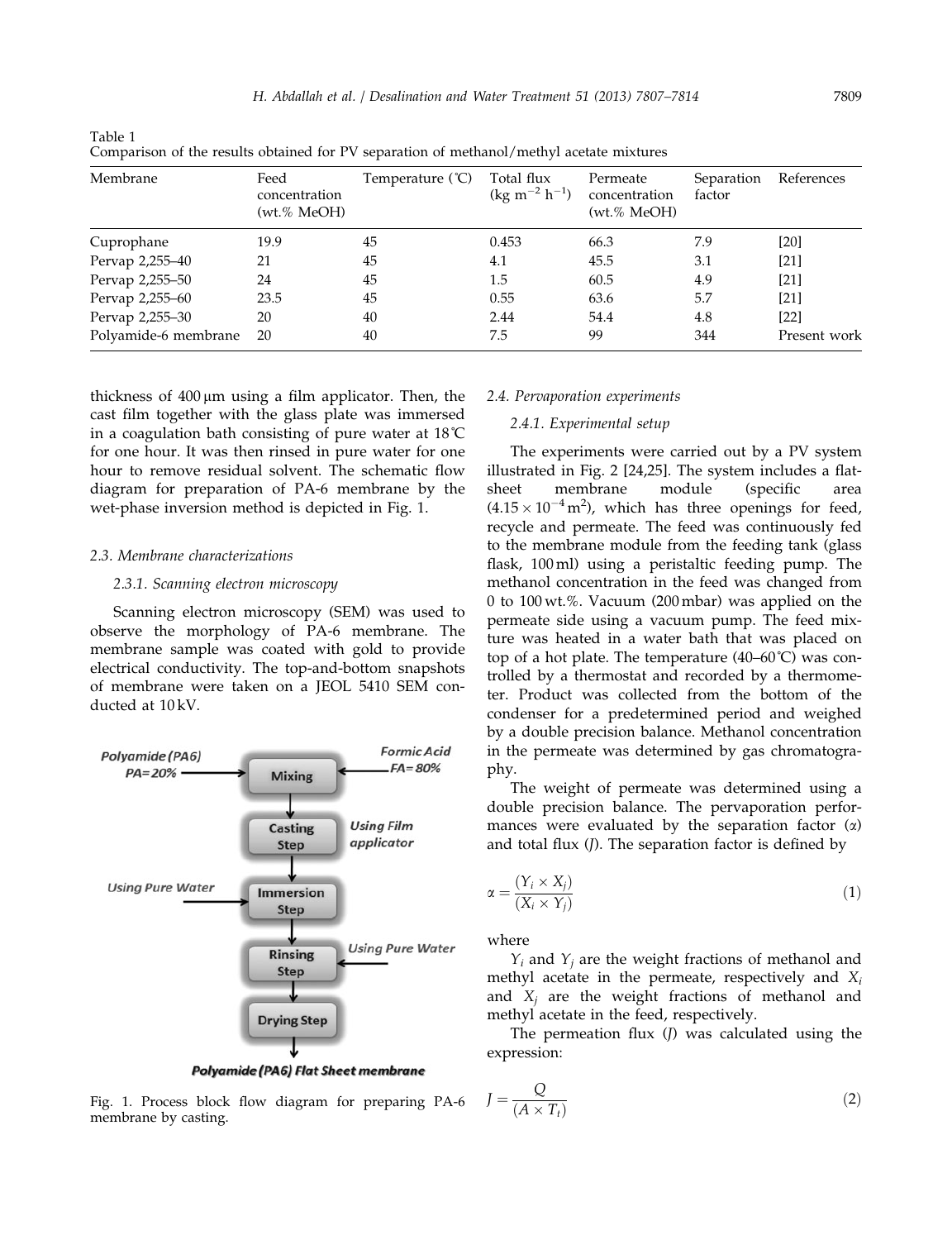Table 1
Comparison of the results obtained for PV separation of methanol/methyl acetate mixtures

| Membrane | Feed concentration (wt.% MeOH) | Temperature (℃) | Total flux (kg $m^{-2}$ $h^{-1}$) | Permeate concentration (wt.% MeOH) | Separation factor | References |
|---|---|---|---|---|---|---|
| Cuprophane | 19.9 | 45 | 0.453 | 66.3 | 7.9 | [20] |
| Pervap 2,255–40 | 21 | 45 | 4.1 | 45.5 | 3.1 | [21] |
| Pervap 2,255–50 | 24 | 45 | 1.5 | 60.5 | 4.9 | [21] |
| Pervap 2,255–60 | 23.5 | 45 | 0.55 | 63.6 | 5.7 | [21] |
| Pervap 2,255–30 | 20 | 40 | 2.44 | 54.4 | 4.8 | [22] |
| Polyamide-6 membrane | 20 | 40 | 7.5 | 99 | 344 | Present work |

thickness of 400 μm using a film applicator. Then, the cast film together with the glass plate was immersed in a coagulation bath consisting of pure water at 18℃ for one hour. It was then rinsed in pure water for one hour to remove residual solvent. The schematic flow diagram for preparation of PA-6 membrane by the wet-phase inversion method is depicted in Fig. 1.

### 2.3. Membrane characterizations

#### 2.3.1. Scanning electron microscopy

Scanning electron microscopy (SEM) was used to observe the morphology of PA-6 membrane. The membrane sample was coated with gold to provide electrical conductivity. The top-and-bottom snapshots of membrane were taken on a JEOL 5410 SEM conducted at 10 kV.

Polyamide (PA6) PA=20%
Formic Acid FA=80%
Mixing
Casting Step
Using Film applicator
Using Pure Water
Immersion Step
Rinsing Step
Using Pure Water
Drying Step
Polyamide (PA6) Flat Sheet membrane

Fig. 1. Process block flow diagram for preparing PA-6 membrane by casting.

### 2.4. Pervaporation experiments

#### 2.4.1. Experimental setup

The experiments were carried out by a PV system illustrated in Fig. 2 [24,25]. The system includes a flat-sheet membrane module (specific area ($4.15 \times 10^{-4}$ $m^2$), which has three openings for feed, recycle and permeate. The feed was continuously fed to the membrane module from the feeding tank (glass flask, 100 ml) using a peristaltic feeding pump. The methanol concentration in the feed was changed from 0 to 100 wt.%. Vacuum (200 mbar) was applied on the permeate side using a vacuum pump. The feed mixture was heated in a water bath that was placed on top of a hot plate. The temperature (40–60℃) was controlled by a thermostat and recorded by a thermometer. Product was collected from the bottom of the condenser for a predetermined period and weighed by a double precision balance. Methanol concentration in the permeate was determined by gas chromatography.

The weight of permeate was determined using a double precision balance. The pervaporation performances were evaluated by the separation factor ($\alpha$) and total flux ($J$). The separation factor is defined by

$$\alpha = \frac{(Y_i \times X_j)}{(X_i \times Y_j)} \tag{1}$$

where

$Y_i$ and $Y_j$ are the weight fractions of methanol and methyl acetate in the permeate, respectively and $X_i$ and $X_j$ are the weight fractions of methanol and methyl acetate in the feed, respectively.

The permeation flux ($J$) was calculated using the expression:

$$J = \frac{Q}{(A \times T_t)} \tag{2}$$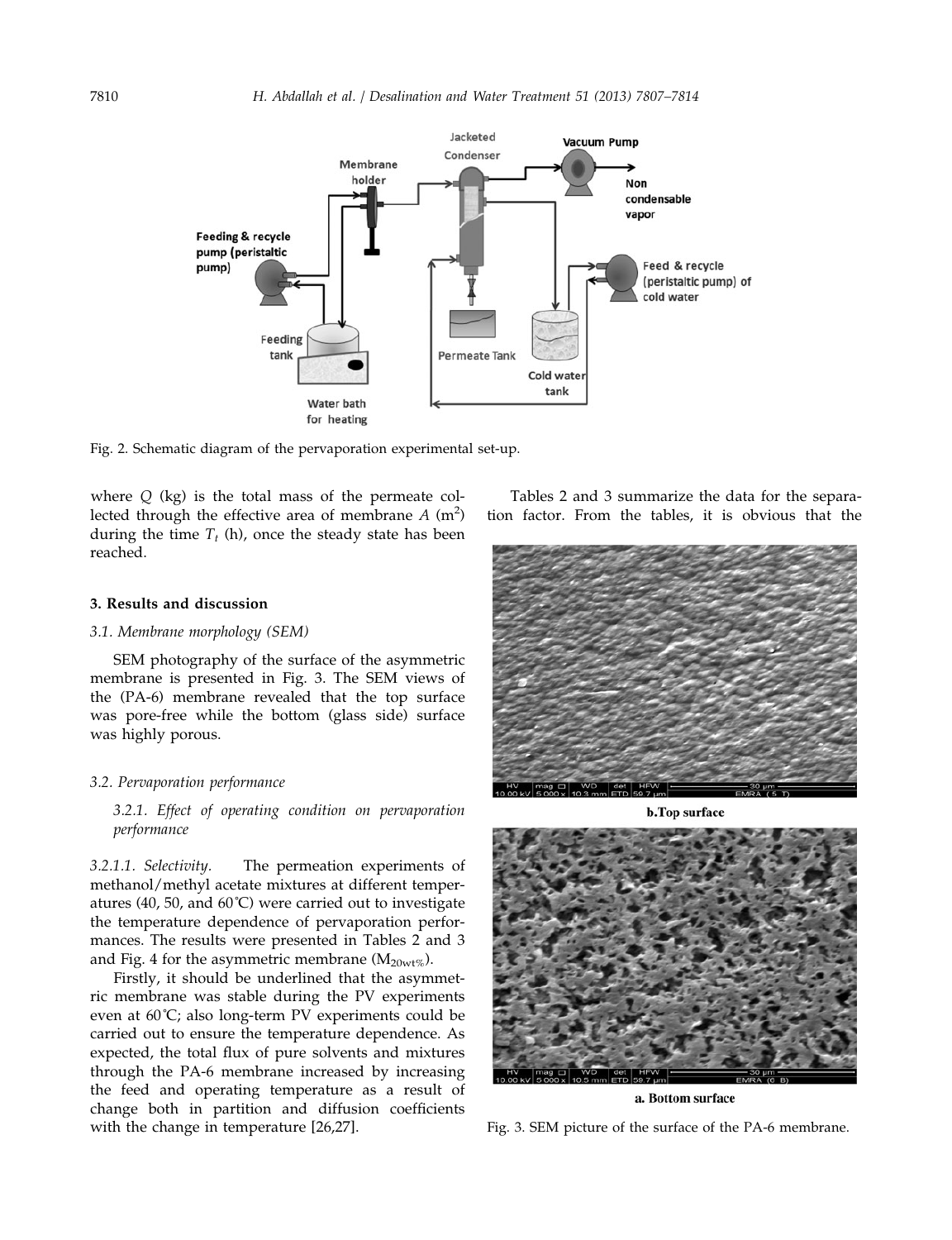Fig. 2. Schematic diagram of the pervaporation experimental set-up.

where $Q$ (kg) is the total mass of the permeate collected through the effective area of membrane $A$ ($m^2$) during the time $T_t$ (h), once the steady state has been reached.

## 3. Results and discussion

### 3.1. Membrane morphology (SEM)

SEM photography of the surface of the asymmetric membrane is presented in Fig. 3. The SEM views of the (PA-6) membrane revealed that the top surface was pore-free while the bottom (glass side) surface was highly porous.

### 3.2. Pervaporation performance

#### 3.2.1. Effect of operating condition on pervaporation performance

*3.2.1.1. Selectivity.* The permeation experiments of methanol/methyl acetate mixtures at different temperatures (40, 50, and 60˚C) were carried out to investigate the temperature dependence of pervaporation performances. The results were presented in Tables 2 and 3 and Fig. 4 for the asymmetric membrane ($M_{20wt\%}$).

Firstly, it should be underlined that the asymmetric membrane was stable during the PV experiments even at 60˚C; also long-term PV experiments could be carried out to ensure the temperature dependence. As expected, the total flux of pure solvents and mixtures through the PA-6 membrane increased by increasing the feed and operating temperature as a result of change both in partition and diffusion coefficients with the change in temperature [26,27].

Tables 2 and 3 summarize the data for the separation factor. From the tables, it is obvious that the

b.Top surface

a. Bottom surface

Fig. 3. SEM picture of the surface of the PA-6 membrane.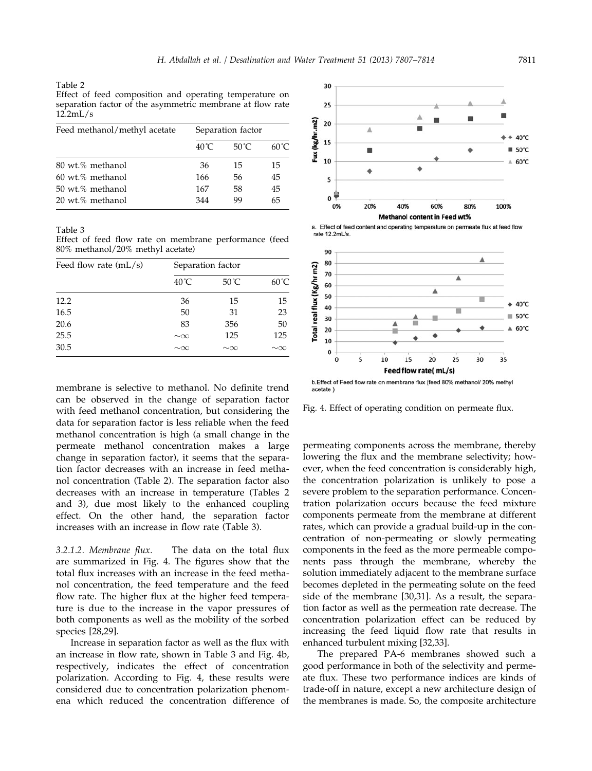Table 2
Effect of feed composition and operating temperature on separation factor of the asymmetric membrane at flow rate 12.2mL/s

| Feed methanol/methyl acetate | Separation factor | | |
|---|---|---|---|
| | 40˚C | 50˚C | 60˚C |
| 80 wt.% methanol | 36 | 15 | 15 |
| 60 wt.% methanol | 166 | 56 | 45 |
| 50 wt.% methanol | 167 | 58 | 45 |
| 20 wt.% methanol | 344 | 99 | 65 |

Table 3
Effect of feed flow rate on membrane performance (feed 80% methanol/20% methyl acetate)

| Feed flow rate (mL/s) | Separation factor | | |
|---|---|---|---|
| | 40˚C | 50˚C | 60˚C |
| 12.2 | 36 | 15 | 15 |
| 16.5 | 50 | 31 | 23 |
| 20.6 | 83 | 356 | 50 |
| 25.5 | ∼∞ | 125 | 125 |
| 30.5 | ∼∞ | ∼∞ | ∼∞ |

membrane is selective to methanol. No definite trend can be observed in the change of separation factor with feed methanol concentration, but considering the data for separation factor is less reliable when the feed methanol concentration is high (a small change in the permeate methanol concentration makes a large change in separation factor), it seems that the separation factor decreases with an increase in feed methanol concentration (Table 2). The separation factor also decreases with an increase in temperature (Tables 2 and 3), due most likely to the enhanced coupling effect. On the other hand, the separation factor increases with an increase in flow rate (Table 3).

*3.2.1.2. Membrane flux.* The data on the total flux are summarized in Fig. 4. The figures show that the total flux increases with an increase in the feed methanol concentration, the feed temperature and the feed flow rate. The higher flux at the higher feed temperature is due to the increase in the vapor pressures of both components as well as the mobility of the sorbed species [28,29].

Increase in separation factor as well as the flux with an increase in flow rate, shown in Table 3 and Fig. 4b, respectively, indicates the effect of concentration polarization. According to Fig. 4, these results were considered due to concentration polarization phenomena which reduced the concentration difference of

Fux (kg/hr.m2)
Methanol content in Feed wt%
40°C
50°C
60°C

a. Effect of feed content and operating temperature on permeate flux at feed flow rate 12.2mL/s.

Total real flux (Kg/hr m2)
Feed flow rate( mL/s)
40°C
50°C
60°C

b.Effect of Feed flow rate on membrane flux (feed 80% methanol/ 20% methyl acetate )

Fig. 4. Effect of operating condition on permeate flux.

permeating components across the membrane, thereby lowering the flux and the membrane selectivity; however, when the feed concentration is considerably high, the concentration polarization is unlikely to pose a severe problem to the separation performance. Concentration polarization occurs because the feed mixture components permeate from the membrane at different rates, which can provide a gradual build-up in the concentration of non-permeating or slowly permeating components in the feed as the more permeable components pass through the membrane, whereby the solution immediately adjacent to the membrane surface becomes depleted in the permeating solute on the feed side of the membrane [30,31]. As a result, the separation factor as well as the permeation rate decrease. The concentration polarization effect can be reduced by increasing the feed liquid flow rate that results in enhanced turbulent mixing [32,33].

The prepared PA-6 membranes showed such a good performance in both of the selectivity and permeate flux. These two performance indices are kinds of trade-off in nature, except a new architecture design of the membranes is made. So, the composite architecture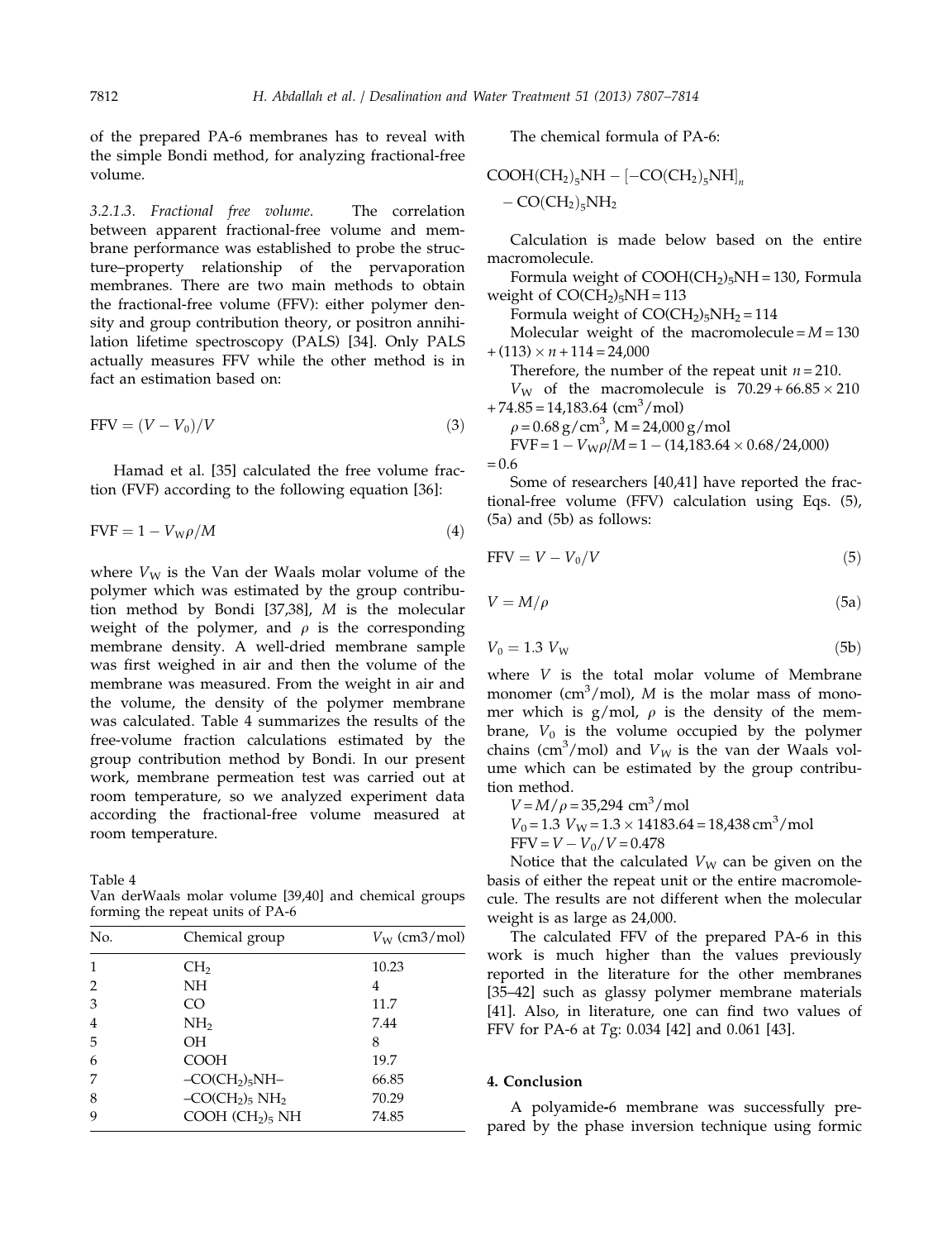of the prepared PA-6 membranes has to reveal with the simple Bondi method, for analyzing fractional-free volume.

*3.2.1.3. Fractional free volume.* The correlation between apparent fractional-free volume and membrane performance was established to probe the structure–property relationship of the pervaporation membranes. There are two main methods to obtain the fractional-free volume (FFV): either polymer density and group contribution theory, or positron annihilation lifetime spectroscopy (PALS) [34]. Only PALS actually measures FFV while the other method is in fact an estimation based on:

$$\mathrm{FFV} = (V - V_0)/V \tag{3}$$

Hamad et al. [35] calculated the free volume fraction (FVF) according to the following equation [36]:

$$\mathrm{FVF} = 1 - V_{\mathrm{W}}\rho/M \tag{4}$$

where $V_{\mathrm{W}}$ is the Van der Waals molar volume of the polymer which was estimated by the group contribution method by Bondi [37,38], $M$ is the molecular weight of the polymer, and $\rho$ is the corresponding membrane density. A well-dried membrane sample was first weighed in air and then the volume of the membrane was measured. From the weight in air and the volume, the density of the polymer membrane was calculated. Table 4 summarizes the results of the free-volume fraction calculations estimated by the group contribution method by Bondi. In our present work, membrane permeation test was carried out at room temperature, so we analyzed experiment data according the fractional-free volume measured at room temperature.

Table 4
Van derWaals molar volume [39,40] and chemical groups forming the repeat units of PA-6

| No. | Chemical group | $V_{\mathrm{W}}$ (cm3/mol) |
|---|---|---|
| 1 | $CH_2$ | 10.23 |
| 2 | NH | 4 |
| 3 | CO | 11.7 |
| 4 | $NH_2$ | 7.44 |
| 5 | OH | 8 |
| 6 | COOH | 19.7 |
| 7 | $–CO(CH_2)_5NH–$ | 66.85 |
| 8 | $–CO(CH_2)_5\ NH_2$ | 70.29 |
| 9 | $COOH\ (CH_2)_5\ NH$ | 74.85 |

The chemical formula of PA-6:

$$\mathrm{COOH(CH_2)_5NH - [-CO(CH_2)_5NH]_n - CO(CH_2)_5NH_2}$$

Calculation is made below based on the entire macromolecule.

Formula weight of $COOH(CH_2)_5NH = 130$, Formula weight of $CO(CH_2)_5NH = 113$

Formula weight of $CO(CH_2)_5NH_2 = 114$

Molecular weight of the macromolecule $= M = 130 + (113) \times n + 114 = 24{,}000$

Therefore, the number of the repeat unit $n = 210$.

$V_{\mathrm{W}}$ of the macromolecule is $70.29 + 66.85 \times 210 + 74.85 = 14{,}183.64\ (\mathrm{cm^3/mol})$

$\rho = 0.68\ \mathrm{g/cm^3}$, $M = 24{,}000\ \mathrm{g/mol}$

$\mathrm{FVF} = 1 - V_{\mathrm{W}}\rho/M = 1 - (14{,}183.64 \times 0.68/24{,}000) = 0.6$

Some of researchers [40,41] have reported the fractional-free volume (FFV) calculation using Eqs. (5), (5a) and (5b) as follows:

$$\mathrm{FFV} = V - V_0/V \tag{5}$$

$$V = M/\rho \tag{5a}$$

$$V_0 = 1.3\ V_{\mathrm{W}} \tag{5b}$$

where $V$ is the total molar volume of Membrane monomer ($\mathrm{cm^3/mol}$), $M$ is the molar mass of monomer which is g/mol, $\rho$ is the density of the membrane, $V_0$ is the volume occupied by the polymer chains ($\mathrm{cm^3/mol}$) and $V_W$ is the van der Waals volume which can be estimated by the group contribution method.

$V = M/\rho = 35{,}294\ \mathrm{cm^3/mol}$

$V_0 = 1.3\ V_{\mathrm{W}} = 1.3 \times 14183.64 = 18{,}438\ \mathrm{cm^3/mol}$

$\mathrm{FFV} = V - V_0/V = 0.478$

Notice that the calculated $V_{\mathrm{W}}$ can be given on the basis of either the repeat unit or the entire macromolecule. The results are not different when the molecular weight is as large as 24,000.

The calculated FFV of the prepared PA-6 in this work is much higher than the values previously reported in the literature for the other membranes [35–42] such as glassy polymer membrane materials [41]. Also, in literature, one can find two values of FFV for PA-6 at $Tg$: 0.034 [42] and 0.061 [43].

## 4. Conclusion

A polyamide-6 membrane was successfully prepared by the phase inversion technique using formic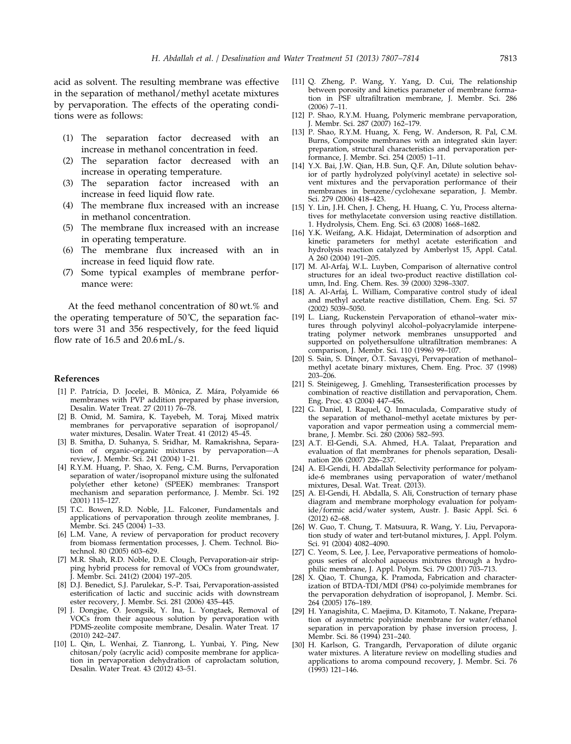acid as solvent. The resulting membrane was effective in the separation of methanol/methyl acetate mixtures by pervaporation. The effects of the operating conditions were as follows:

(1) The separation factor decreased with an increase in methanol concentration in feed.
(2) The separation factor decreased with an increase in operating temperature.
(3) The separation factor increased with an increase in feed liquid flow rate.
(4) The membrane flux increased with an increase in methanol concentration.
(5) The membrane flux increased with an increase in operating temperature.
(6) The membrane flux increased with an in increase in feed liquid flow rate.
(7) Some typical examples of membrane performance were:

At the feed methanol concentration of 80 wt.% and the operating temperature of 50˚C, the separation factors were 31 and 356 respectively, for the feed liquid flow rate of 16.5 and 20.6 mL/s.

## References

[1] P. Patrícia, D. Jocelei, B. Mônica, Z. Mára, Polyamide 66 membranes with PVP addition prepared by phase inversion, Desalin. Water Treat. 27 (2011) 76–78.

[2] B. Omid, M. Samira, K. Tayebeh, M. Toraj, Mixed matrix membranes for pervaporative separation of isopropanol/water mixtures, Desalin. Water Treat. 41 (2012) 45–45.

[3] B. Smitha, D. Suhanya, S. Sridhar, M. Ramakrishna, Separation of organic–organic mixtures by pervaporation—A review, J. Membr. Sci. 241 (2004) 1–21.

[4] R.Y.M. Huang, P. Shao, X. Feng, C.M. Burns, Pervaporation separation of water/isopropanol mixture using the sulfonated poly(ether ether ketone) (SPEEK) membranes: Transport mechanism and separation performance, J. Membr. Sci. 192 (2001) 115–127.

[5] T.C. Bowen, R.D. Noble, J.L. Falconer, Fundamentals and applications of pervaporation through zeolite membranes, J. Membr. Sci. 245 (2004) 1–33.

[6] L.M. Vane, A review of pervaporation for product recovery from biomass fermentation processes, J. Chem. Technol. Biotechnol. 80 (2005) 603–629.

[7] M.R. Shah, R.D. Noble, D.E. Clough, Pervaporation-air stripping hybrid process for removal of VOCs from groundwater, J. Membr. Sci. 241(2) (2004) 197–205.

[8] D.J. Benedict, S.J. Parulekar, S.-P. Tsai, Pervaporation-assisted esterification of lactic and succinic acids with downstream ester recovery, J. Membr. Sci. 281 (2006) 435–445.

[9] J. Dongjae, O. Jeongsik, Y. Ina, L. Yongtaek, Removal of VOCs from their aqueous solution by pervaporation with PDMS-zeolite composite membrane, Desalin. Water Treat. 17 (2010) 242–247.

[10] L. Qin, L. Wenhai, Z. Tianrong, L. Yunbai, Y. Ping, New chitosan/poly (acrylic acid) composite membrane for application in pervaporation dehydration of caprolactam solution, Desalin. Water Treat. 43 (2012) 43–51.

[11] Q. Zheng, P. Wang, Y. Yang, D. Cui, The relationship between porosity and kinetics parameter of membrane formation in PSF ultrafiltration membrane, J. Membr. Sci. 286 (2006) 7–11.

[12] P. Shao, R.Y.M. Huang, Polymeric membrane pervaporation, J. Membr. Sci. 287 (2007) 162–179.

[13] P. Shao, R.Y.M. Huang, X. Feng, W. Anderson, R. Pal, C.M. Burns, Composite membranes with an integrated skin layer: preparation, structural characteristics and pervaporation performance, J. Membr. Sci. 254 (2005) 1–11.

[14] Y.X. Bai, J.W. Qian, H.B. Sun, Q.F. An, Dilute solution behavior of partly hydrolyzed poly(vinyl acetate) in selective solvent mixtures and the pervaporation performance of their membranes in benzene/cyclohexane separation, J. Membr. Sci. 279 (2006) 418–423.

[15] Y. Lin, J.H. Chen, J. Cheng, H. Huang, C. Yu, Process alternatives for methylacetate conversion using reactive distillation. 1. Hydrolysis, Chem. Eng. Sci. 63 (2008) 1668–1682.

[16] Y.K. Weifang, A.K. Hidajat, Determination of adsorption and kinetic parameters for methyl acetate esterification and hydrolysis reaction catalyzed by Amberlyst 15, Appl. Catal. A 260 (2004) 191–205.

[17] M. Al-Arfaj, W.L. Luyben, Comparison of alternative control structures for an ideal two-product reactive distillation column, Ind. Eng. Chem. Res. 39 (2000) 3298–3307.

[18] A. Al-Arfaj, L. William, Comparative control study of ideal and methyl acetate reactive distillation, Chem. Eng. Sci. 57 (2002) 5039–5050.

[19] L. Liang, Ruckenstein Pervaporation of ethanol–water mixtures through polyvinyl alcohol–polyacrylamide interpenetrating polymer network membranes unsupported and supported on polyethersulfone ultrafiltration membranes: A comparison, J. Membr. Sci. 110 (1996) 99–107.

[20] S. Sain, S. Dinçer, Ö.T. Savaşçyi, Pervaporation of methanol–methyl acetate binary mixtures, Chem. Eng. Proc. 37 (1998) 203–206.

[21] S. Steinigeweg, J. Gmehling, Transesterification processes by combination of reactive distillation and pervaporation, Chem. Eng. Proc. 43 (2004) 447–456.

[22] G. Daniel, I. Raquel, Q. Inmaculada, Comparative study of the separation of methanol–methyl acetate mixtures by pervaporation and vapor permeation using a commercial membrane, J. Membr. Sci. 280 (2006) 582–593.

[23] A.T. El-Gendi, S.A. Ahmed, H.A. Talaat, Preparation and evaluation of flat membranes for phenols separation, Desalination 206 (2007) 226–237.

[24] A. El-Gendi, H. Abdallah Selectivity performance for polyamide-6 membranes using pervaporation of water/methanol mixtures, Desal. Wat. Treat. (2013).

[25] A. El-Gendi, H. Abdalla, S. Ali, Construction of ternary phase diagram and membrane morphology evaluation for polyamide/formic acid/water system, Austr. J. Basic Appl. Sci. 6 (2012) 62–68.

[26] W. Guo, T. Chung, T. Matsuura, R. Wang, Y. Liu, Pervaporation study of water and tert-butanol mixtures, J. Appl. Polym. Sci. 91 (2004) 4082–4090.

[27] C. Yeom, S. Lee, J. Lee, Pervaporative permeations of homologous series of alcohol aqueous mixtures through a hydrophilic membrane, J. Appl. Polym. Sci. 79 (2001) 703–713.

[28] X. Qiao, T. Chunga, K. Pramoda, Fabrication and characterization of BTDA-TDI/MDI (P84) co-polyimide membranes for the pervaporation dehydration of isopropanol, J. Membr. Sci. 264 (2005) 176–189.

[29] H. Yanagishita, C. Maejima, D. Kitamoto, T. Nakane, Preparation of asymmetric polyimide membrane for water/ethanol separation in pervaporation by phase inversion process, J. Membr. Sci. 86 (1994) 231–240.

[30] H. Karlson, G. Trangardh, Pervaporation of dilute organic water mixtures. A literature review on modelling studies and applications to aroma compound recovery, J. Membr. Sci. 76 (1993) 121–146.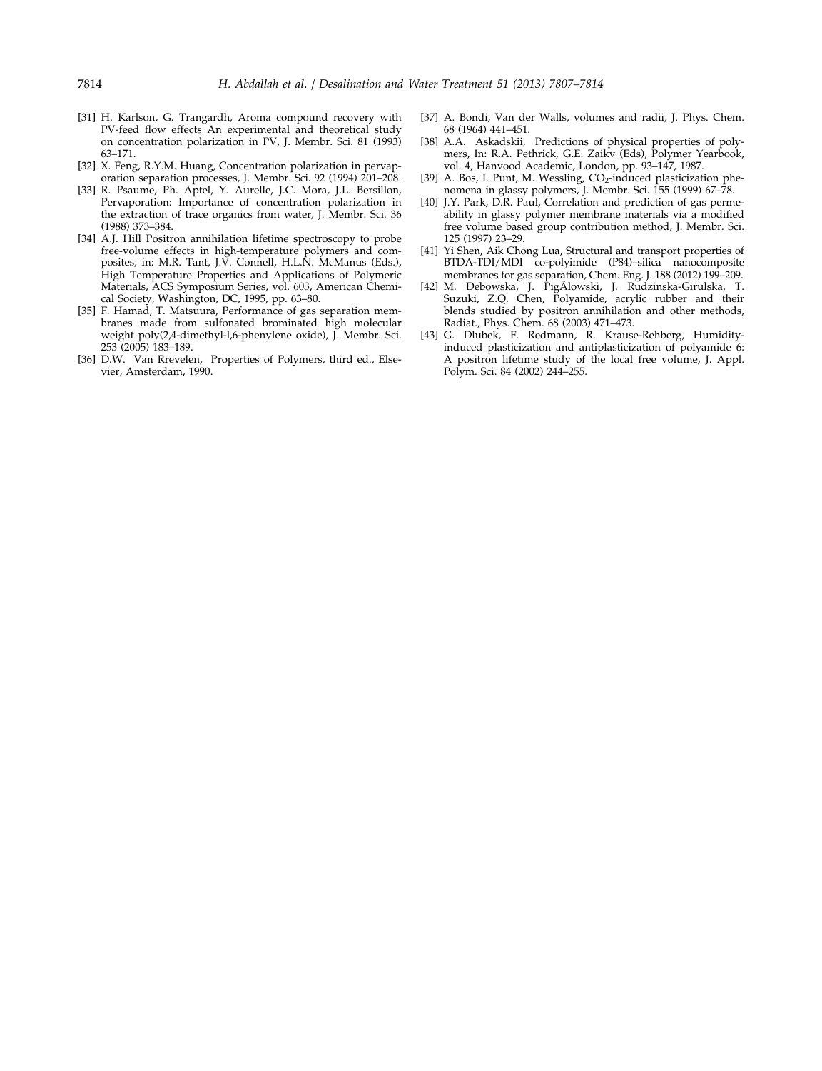[31] H. Karlson, G. Trangardh, Aroma compound recovery with PV-feed flow effects An experimental and theoretical study on concentration polarization in PV, J. Membr. Sci. 81 (1993) 63–171.

[32] X. Feng, R.Y.M. Huang, Concentration polarization in pervaporation separation processes, J. Membr. Sci. 92 (1994) 201–208.

[33] R. Psaume, Ph. Aptel, Y. Aurelle, J.C. Mora, J.L. Bersillon, Pervaporation: Importance of concentration polarization in the extraction of trace organics from water, J. Membr. Sci. 36 (1988) 373–384.

[34] A.J. Hill Positron annihilation lifetime spectroscopy to probe free-volume effects in high-temperature polymers and composites, in: M.R. Tant, J.V. Connell, H.L.N. McManus (Eds.), High Temperature Properties and Applications of Polymeric Materials, ACS Symposium Series, vol. 603, American Chemical Society, Washington, DC, 1995, pp. 63–80.

[35] F. Hamad, T. Matsuura, Performance of gas separation membranes made from sulfonated brominated high molecular weight poly(2,4-dimethyl-l,6-phenylene oxide), J. Membr. Sci. 253 (2005) 183–189.

[36] D.W. Van Rrevelen, Properties of Polymers, third ed., Elsevier, Amsterdam, 1990.

[37] A. Bondi, Van der Walls, volumes and radii, J. Phys. Chem. 68 (1964) 441–451.

[38] A.A. Askadskii, Predictions of physical properties of polymers, In: R.A. Pethrick, G.E. Zaikv (Eds), Polymer Yearbook, vol. 4, Hanvood Academic, London, pp. 93–147, 1987.

[39] A. Bos, I. Punt, M. Wessling, $CO_2$-induced plasticization phenomena in glassy polymers, J. Membr. Sci. 155 (1999) 67–78.

[40] J.Y. Park, D.R. Paul, Correlation and prediction of gas permeability in glassy polymer membrane materials via a modified free volume based group contribution method, J. Membr. Sci. 125 (1997) 23–29.

[41] Yi Shen, Aik Chong Lua, Structural and transport properties of BTDA-TDI/MDI co-polyimide (P84)–silica nanocomposite membranes for gas separation, Chem. Eng. J. 188 (2012) 199–209.

[42] M. Debowska, J. PigÂlowski, J. Rudzinska-Girulska, T. Suzuki, Z.Q. Chen, Polyamide, acrylic rubber and their blends studied by positron annihilation and other methods, Radiat., Phys. Chem. 68 (2003) 471–473.

[43] G. Dlubek, F. Redmann, R. Krause-Rehberg, Humidity-induced plasticization and antiplasticization of polyamide 6: A positron lifetime study of the local free volume, J. Appl. Polym. Sci. 84 (2002) 244–255.